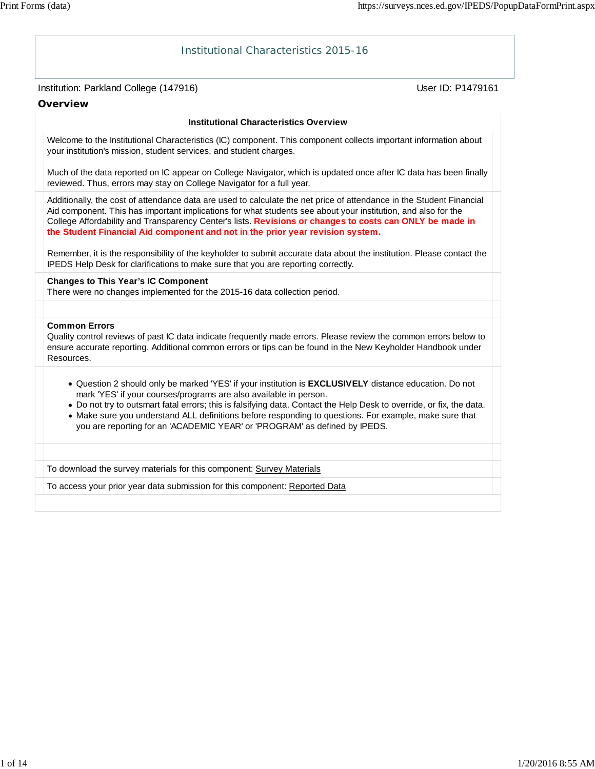# Institutional Characteristics 2015-16

Institution: Parkland College (147916)

User ID: P1479161

## Overview

### Institutional Characteristics Overview

Welcome to the Institutional Characteristics (IC) component. This component collects important information about your institution's mission, student services, and student charges.

Much of the data reported on IC appear on College Navigator, which is updated once after IC data has been finally reviewed. Thus, errors may stay on College Navigator for a full year.

Additionally, the cost of attendance data are used to calculate the net price of attendance in the Student Financial Aid component. This has important implications for what students see about your institution, and also for the College Affordability and Transparency Center's lists. **Revisions or changes to costs can ONLY be made in the Student Financial Aid component and not in the prior year revision system.**

Remember, it is the responsibility of the keyholder to submit accurate data about the institution. Please contact the IPEDS Help Desk for clarifications to make sure that you are reporting correctly.

**Changes to This Year's IC Component**

There were no changes implemented for the 2015-16 data collection period.

**Common Errors**

Quality control reviews of past IC data indicate frequently made errors. Please review the common errors below to ensure accurate reporting. Additional common errors or tips can be found in the New Keyholder Handbook under Resources.

- Question 2 should only be marked 'YES' if your institution is **EXCLUSIVELY** distance education. Do not mark 'YES' if your courses/programs are also available in person.
- Do not try to outsmart fatal errors; this is falsifying data. Contact the Help Desk to override, or fix, the data.
- Make sure you understand ALL definitions before responding to questions. For example, make sure that you are reporting for an 'ACADEMIC YEAR' or 'PROGRAM' as defined by IPEDS.

To download the survey materials for this component: Survey Materials

To access your prior year data submission for this component: Reported Data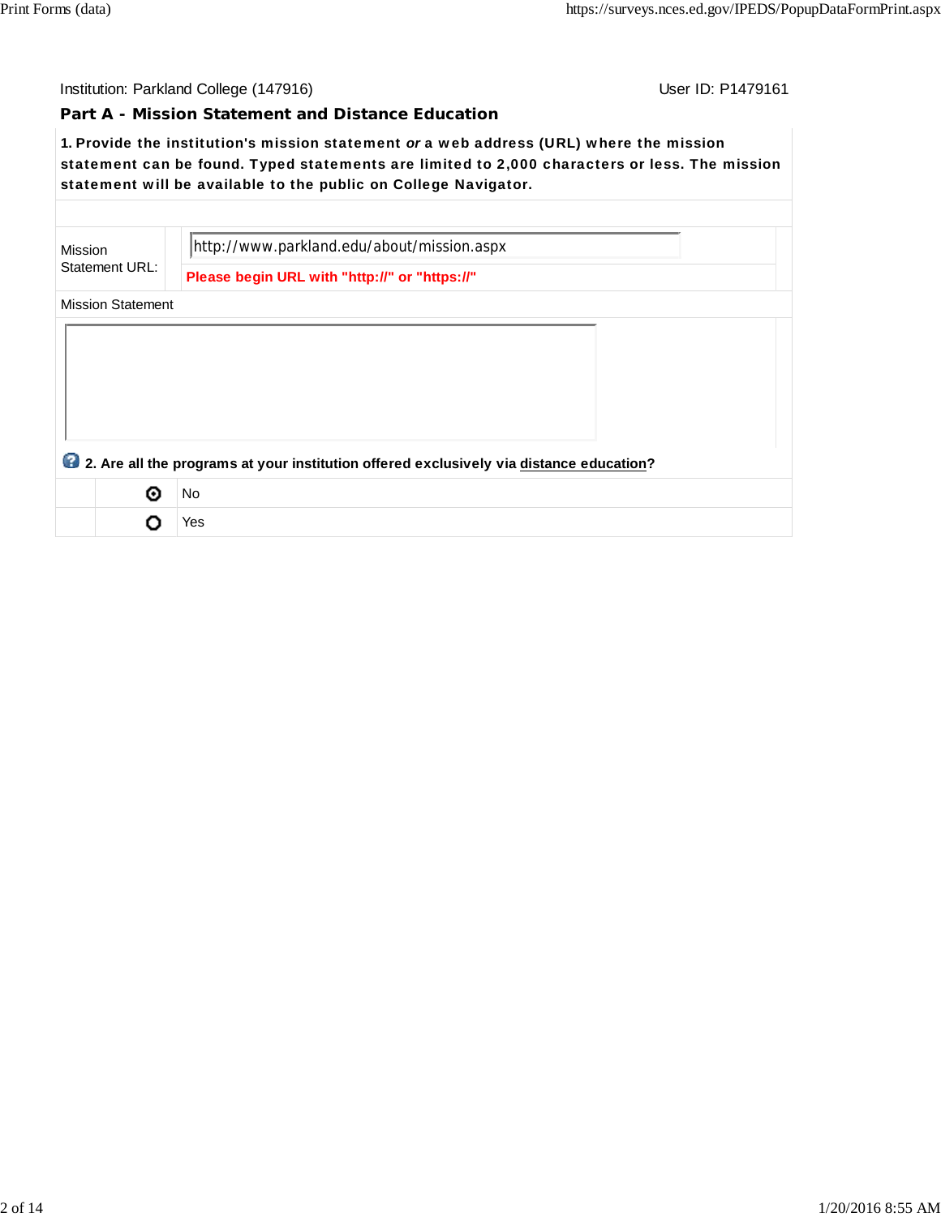Institution: Parkland College (147916)

User ID: P1479161

## Part A - Mission Statement and Distance Education

**1. Provide the institution's mission statement *or* a web address (URL) where the mission statement can be found. Typed statements are limited to 2,000 characters or less. The mission statement will be available to the public on College Navigator.**

| | |
|---|---|
| Mission Statement URL: | http://www.parkland.edu/about/mission.aspx |
| | **Please begin URL with "http://" or "https://"** |

Mission Statement

**2. Are all the programs at your institution offered exclusively via distance education?**

| | |
|---|---|
| ◉ | No |
| ○ | Yes |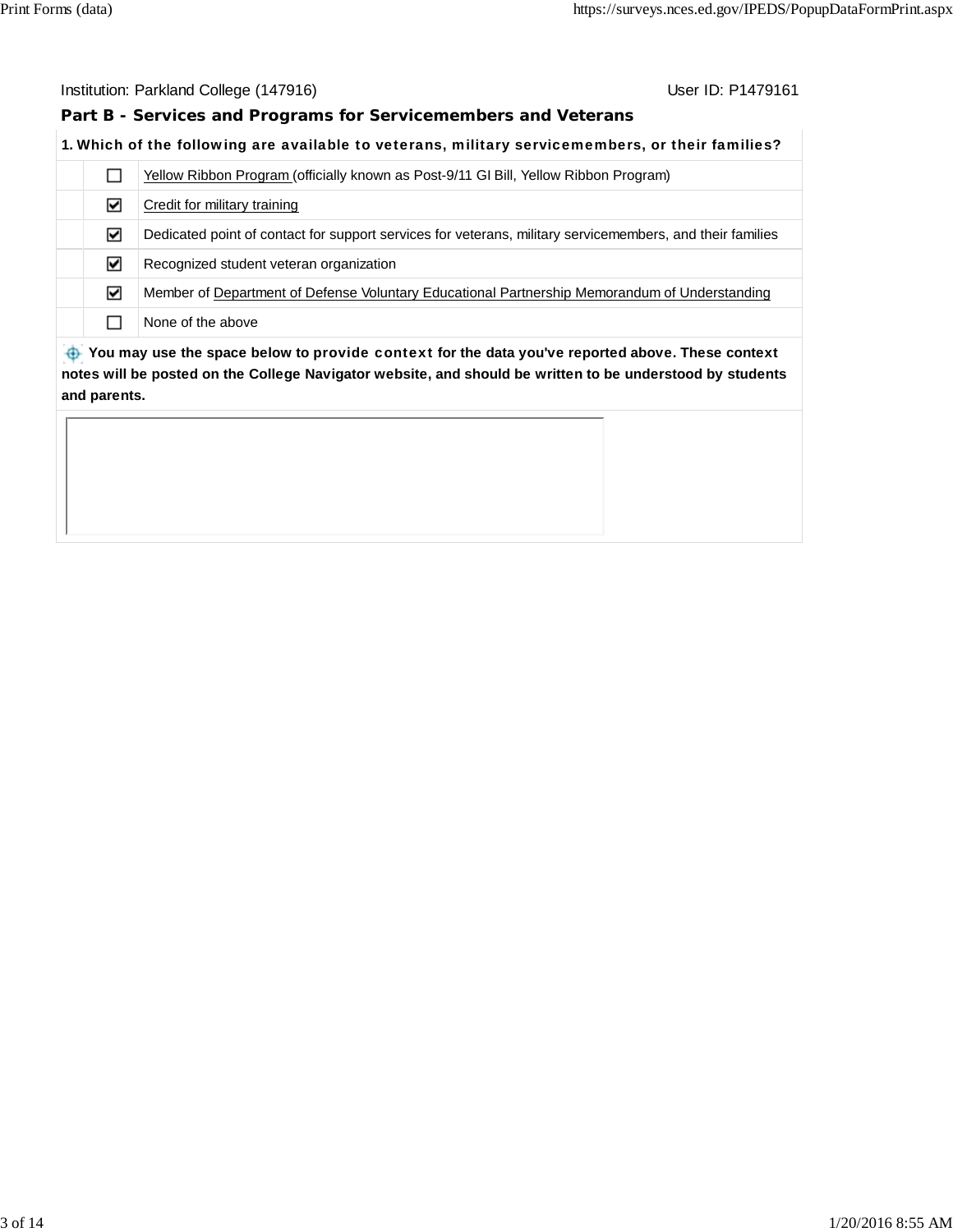Institution: Parkland College (147916) User ID: P1479161

## Part B - Services and Programs for Servicemembers and Veterans

**1. Which of the following are available to veterans, military servicemembers, or their families?**

| | |
|---|---|
| ☐ | Yellow Ribbon Program (officially known as Post-9/11 GI Bill, Yellow Ribbon Program) |
| ☑ | Credit for military training |
| ☑ | Dedicated point of contact for support services for veterans, military servicemembers, and their families |
| ☑ | Recognized student veteran organization |
| ☑ | Member of Department of Defense Voluntary Educational Partnership Memorandum of Understanding |
| ☐ | None of the above |

**You may use the space below to provide context for the data you've reported above. These context notes will be posted on the College Navigator website, and should be written to be understood by students and parents.**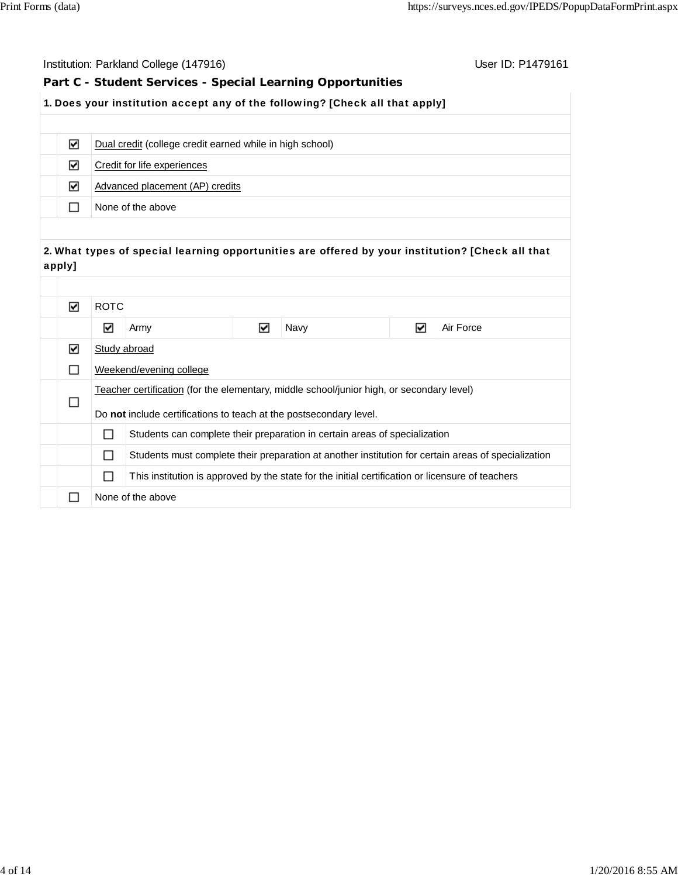Institution: Parkland College (147916) User ID: P1479161

## Part C - Student Services - Special Learning Opportunities

**1. Does your institution accept any of the following? [Check all that apply]**

- ☑ Dual credit (college credit earned while in high school)
- ☑ Credit for life experiences
- ☑ Advanced placement (AP) credits
- ☐ None of the above

**2. What types of special learning opportunities are offered by your institution? [Check all that apply]**

- ☑ ROTC
  - ☑ Army
  - ☑ Navy
  - ☑ Air Force
- ☑ Study abroad
- ☐ Weekend/evening college
- ☐ Teacher certification (for the elementary, middle school/junior high, or secondary level)

  Do **not** include certifications to teach at the postsecondary level.
  - ☐ Students can complete their preparation in certain areas of specialization
  - ☐ Students must complete their preparation at another institution for certain areas of specialization
  - ☐ This institution is approved by the state for the initial certification or licensure of teachers
- ☐ None of the above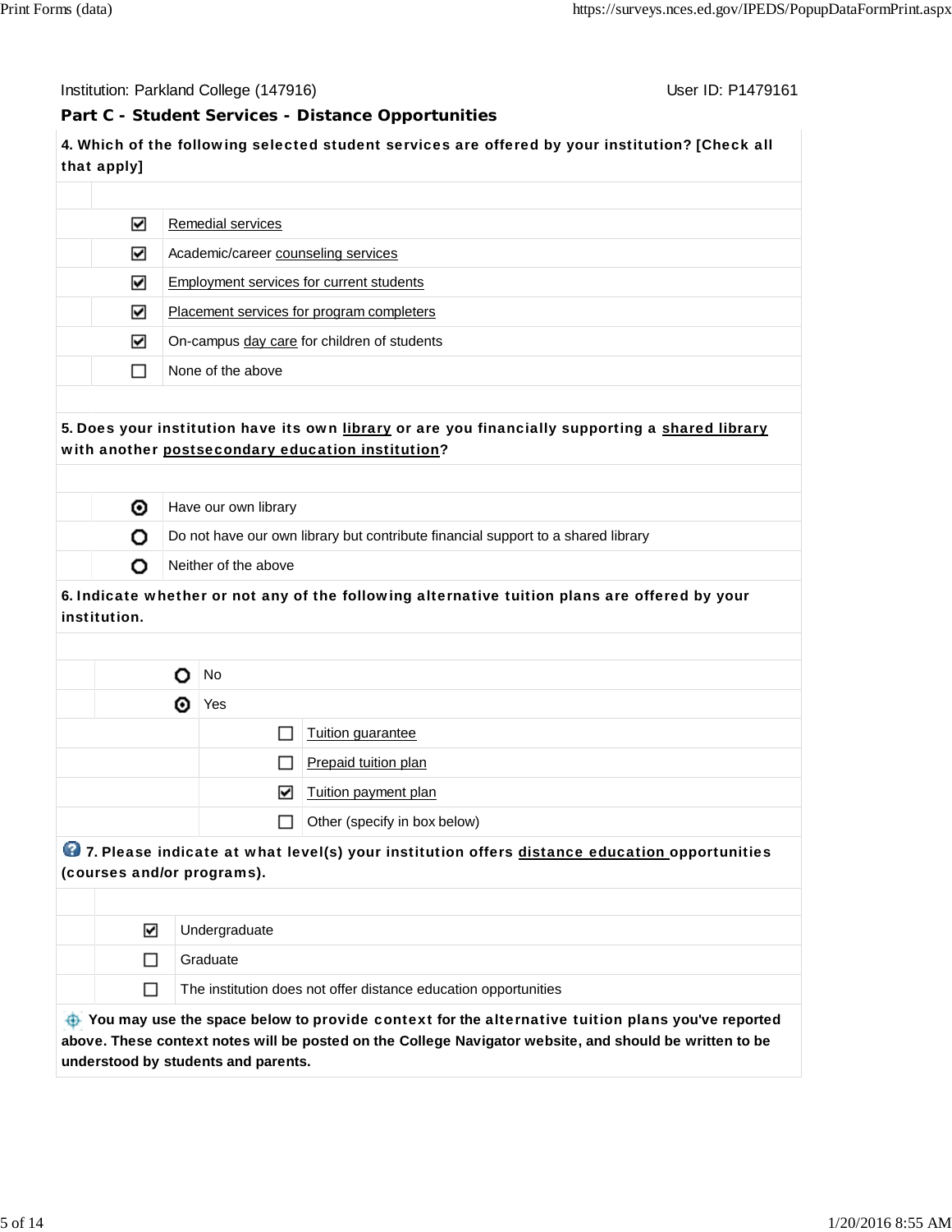Institution: Parkland College (147916) User ID: P1479161

## Part C - Student Services - Distance Opportunities

**4. Which of the following selected student services are offered by your institution? [Check all that apply]**

- [x] Remedial services
- [x] Academic/career counseling services
- [x] Employment services for current students
- [x] Placement services for program completers
- [x] On-campus day care for children of students
- [ ] None of the above

**5. Does your institution have its own library or are you financially supporting a shared library with another postsecondary education institution?**

- (•) Have our own library
- ( ) Do not have our own library but contribute financial support to a shared library
- ( ) Neither of the above

**6. Indicate whether or not any of the following alternative tuition plans are offered by your institution.**

- ( ) No
- (•) Yes
  - [ ] Tuition guarantee
  - [ ] Prepaid tuition plan
  - [x] Tuition payment plan
  - [ ] Other (specify in box below)

**7. Please indicate at what level(s) your institution offers distance education opportunities (courses and/or programs).**

- [x] Undergraduate
- [ ] Graduate
- [ ] The institution does not offer distance education opportunities

**You may use the space below to provide context for the alternative tuition plans you've reported above. These context notes will be posted on the College Navigator website, and should be written to be understood by students and parents.**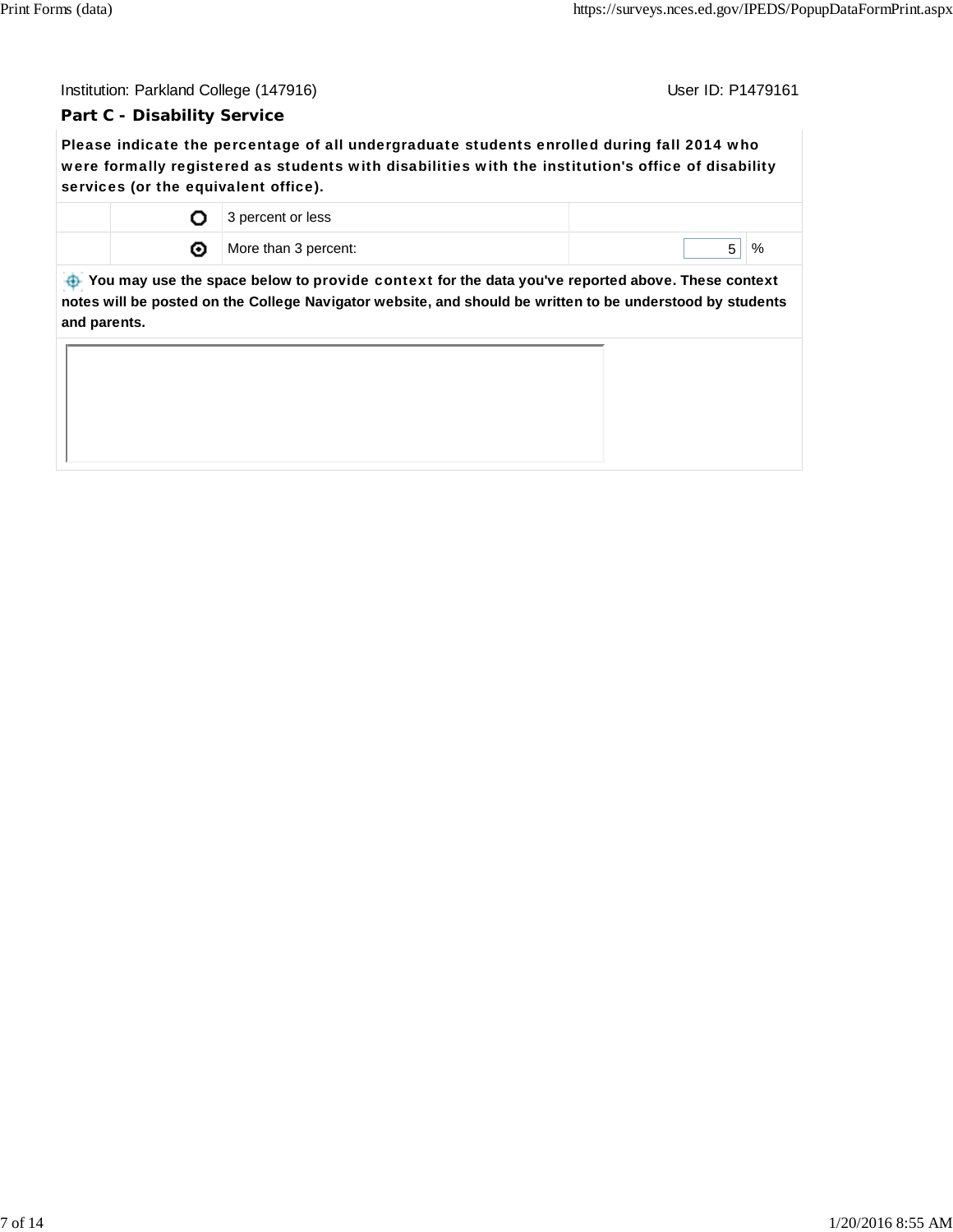Institution: Parkland College (147916)

User ID: P1479161

## Part C - Disability Service

**Please indicate the percentage of all undergraduate students enrolled during fall 2014 who were formally registered as students with disabilities with the institution's office of disability services (or the equivalent office).**

| | | | | |
|---|---|---|---|---|
| | ○ | 3 percent or less | | |
| | ⊙ | More than 3 percent: | 5 | % |

**You may use the space below to provide context for the data you've reported above. These context notes will be posted on the College Navigator website, and should be written to be understood by students and parents.**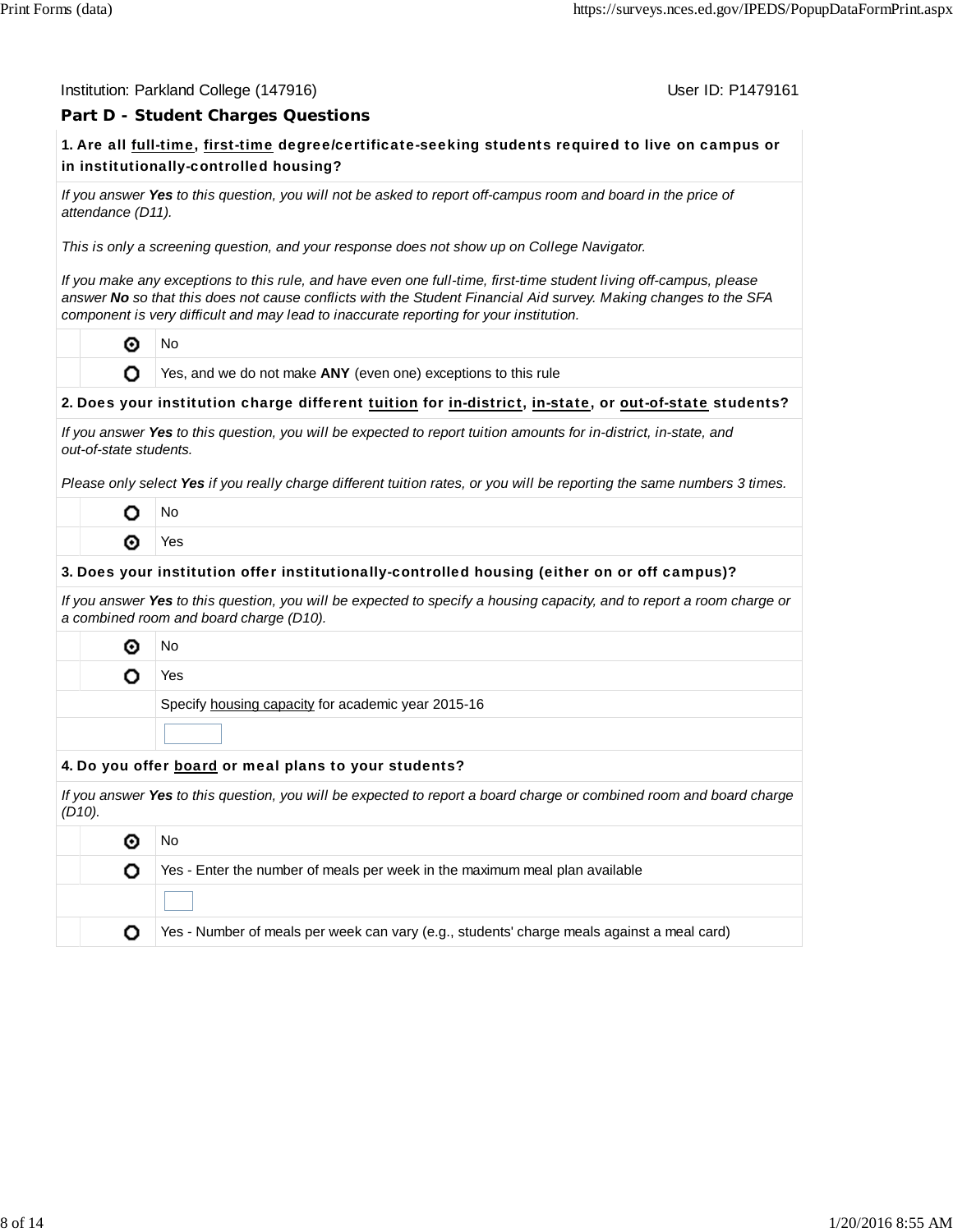Institution: Parkland College (147916)

User ID: P1479161

## Part D - Student Charges Questions

**1. Are all full-time, first-time degree/certificate-seeking students required to live on campus or in institutionally-controlled housing?**

*If you answer **Yes** to this question, you will not be asked to report off-campus room and board in the price of attendance (D11).*

*This is only a screening question, and your response does not show up on College Navigator.*

*If you make any exceptions to this rule, and have even one full-time, first-time student living off-campus, please answer **No** so that this does not cause conflicts with the Student Financial Aid survey. Making changes to the SFA component is very difficult and may lead to inaccurate reporting for your institution.*

- (•) No
- ( ) Yes, and we do not make **ANY** (even one) exceptions to this rule

**2. Does your institution charge different tuition for in-district, in-state, or out-of-state students?**

*If you answer **Yes** to this question, you will be expected to report tuition amounts for in-district, in-state, and out-of-state students.*

*Please only select **Yes** if you really charge different tuition rates, or you will be reporting the same numbers 3 times.*

- ( ) No
- (•) Yes

**3. Does your institution offer institutionally-controlled housing (either on or off campus)?**

*If you answer **Yes** to this question, you will be expected to specify a housing capacity, and to report a room charge or a combined room and board charge (D10).*

- (•) No
- ( ) Yes

Specify housing capacity for academic year 2015-16

[ ]

**4. Do you offer board or meal plans to your students?**

*If you answer **Yes** to this question, you will be expected to report a board charge or combined room and board charge (D10).*

- (•) No
- ( ) Yes - Enter the number of meals per week in the maximum meal plan available

  [ ]

- ( ) Yes - Number of meals per week can vary (e.g., students' charge meals against a meal card)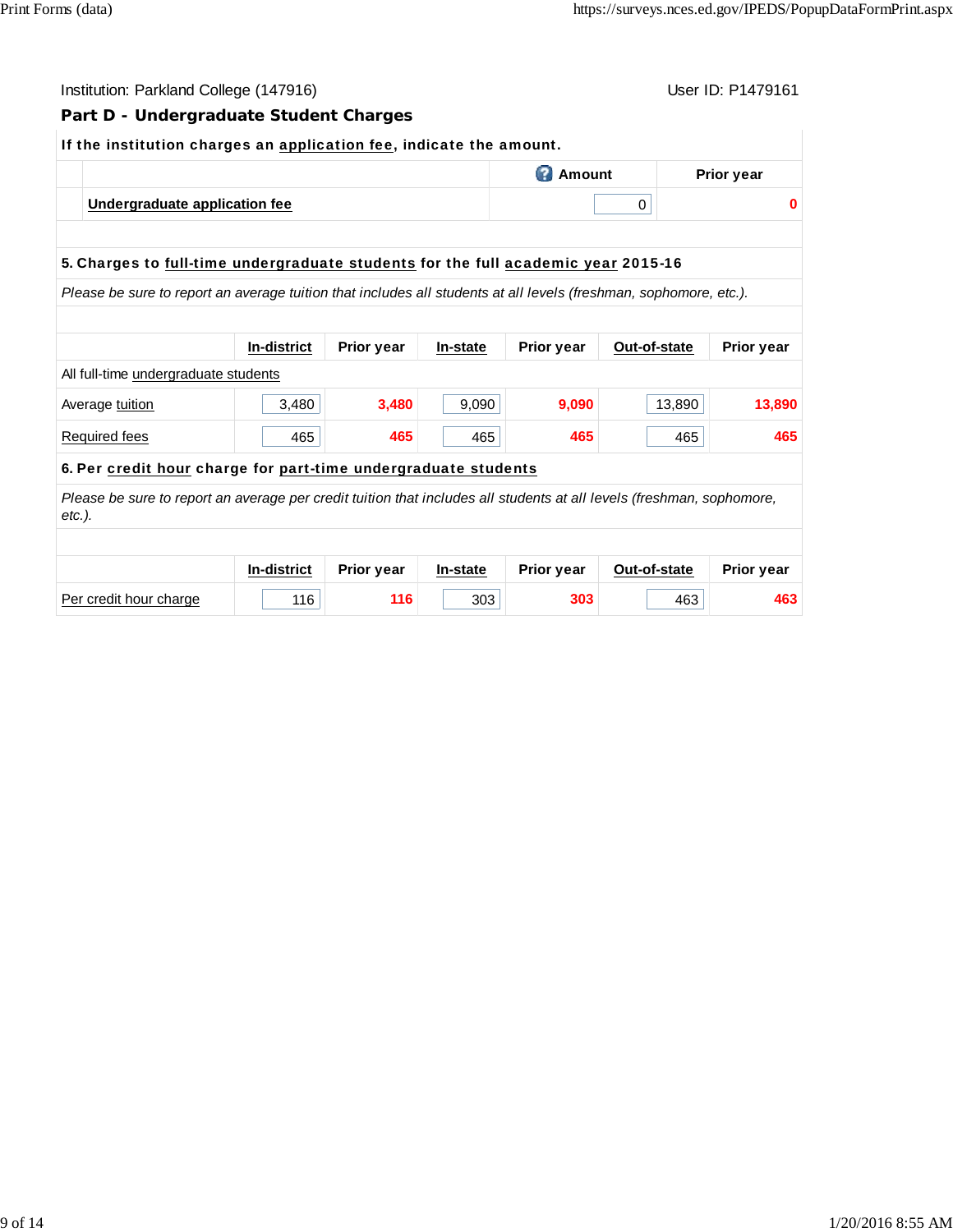Institution: Parkland College (147916) User ID: P1479161

## Part D - Undergraduate Student Charges

**If the institution charges an application fee, indicate the amount.**

| | Amount | Prior year |
|---|---|---|
| **Undergraduate application fee** | 0 | 0 |

**5. Charges to full-time undergraduate students for the full academic year 2015-16**

*Please be sure to report an average tuition that includes all students at all levels (freshman, sophomore, etc.).*

| | In-district | Prior year | In-state | Prior year | Out-of-state | Prior year |
|---|---|---|---|---|---|---|
| All full-time undergraduate students | | | | | | |
| Average tuition | 3,480 | 3,480 | 9,090 | 9,090 | 13,890 | 13,890 |
| Required fees | 465 | 465 | 465 | 465 | 465 | 465 |

**6. Per credit hour charge for part-time undergraduate students**

*Please be sure to report an average per credit tuition that includes all students at all levels (freshman, sophomore, etc.).*

| | In-district | Prior year | In-state | Prior year | Out-of-state | Prior year |
|---|---|---|---|---|---|---|
| Per credit hour charge | 116 | 116 | 303 | 303 | 463 | 463 |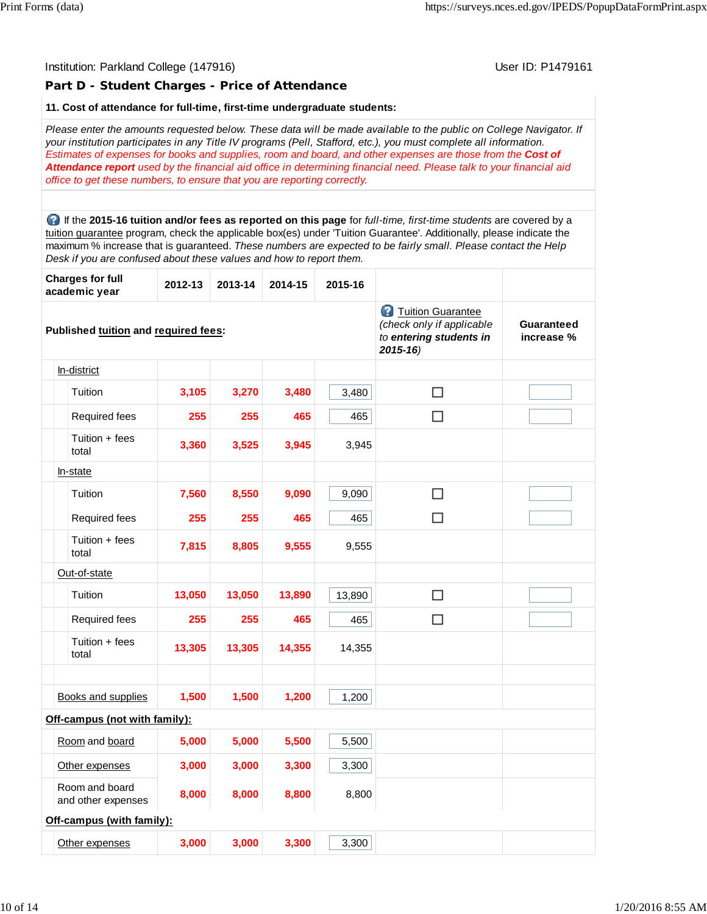Institution: Parkland College (147916)

User ID: P1479161

## Part D - Student Charges - Price of Attendance

**11. Cost of attendance for full-time, first-time undergraduate students:**

*Please enter the amounts requested below. These data will be made available to the public on College Navigator. If your institution participates in any Title IV programs (Pell, Stafford, etc.), you must complete all information.*
*Estimates of expenses for books and supplies, room and board, and other expenses are those from the **Cost of Attendance report** used by the financial aid office in determining financial need. Please talk to your financial aid office to get these numbers, to ensure that you are reporting correctly.*

If the **2015-16 tuition and/or fees as reported on this page** for *full-time, first-time students* are covered by a tuition guarantee program, check the applicable box(es) under 'Tuition Guarantee'. Additionally, please indicate the maximum % increase that is guaranteed. *These numbers are expected to be fairly small. Please contact the Help Desk if you are confused about these values and how to report them.*

| **Charges for full academic year** | **2012-13** | **2013-14** | **2014-15** | **2015-16** | Tuition Guarantee *(check only if applicable to **entering students in 2015-16**)* | **Guaranteed increase %** |
|---|---|---|---|---|---|---|
| **Published tuition and required fees:** | | | | | | |
| In-district | | | | | | |
| Tuition | 3,105 | 3,270 | 3,480 | 3,480 | ☐ | |
| Required fees | 255 | 255 | 465 | 465 | ☐ | |
| Tuition + fees total | 3,360 | 3,525 | 3,945 | 3,945 | | |
| In-state | | | | | | |
| Tuition | 7,560 | 8,550 | 9,090 | 9,090 | ☐ | |
| Required fees | 255 | 255 | 465 | 465 | ☐ | |
| Tuition + fees total | 7,815 | 8,805 | 9,555 | 9,555 | | |
| Out-of-state | | | | | | |
| Tuition | 13,050 | 13,050 | 13,890 | 13,890 | ☐ | |
| Required fees | 255 | 255 | 465 | 465 | ☐ | |
| Tuition + fees total | 13,305 | 13,305 | 14,355 | 14,355 | | |
| | | | | | | |
| Books and supplies | 1,500 | 1,500 | 1,200 | 1,200 | | |
| **Off-campus (not with family):** | | | | | | |
| Room and board | 5,000 | 5,000 | 5,500 | 5,500 | | |
| Other expenses | 3,000 | 3,000 | 3,300 | 3,300 | | |
| Room and board and other expenses | 8,000 | 8,000 | 8,800 | 8,800 | | |
| **Off-campus (with family):** | | | | | | |
| Other expenses | 3,000 | 3,000 | 3,300 | 3,300 | | |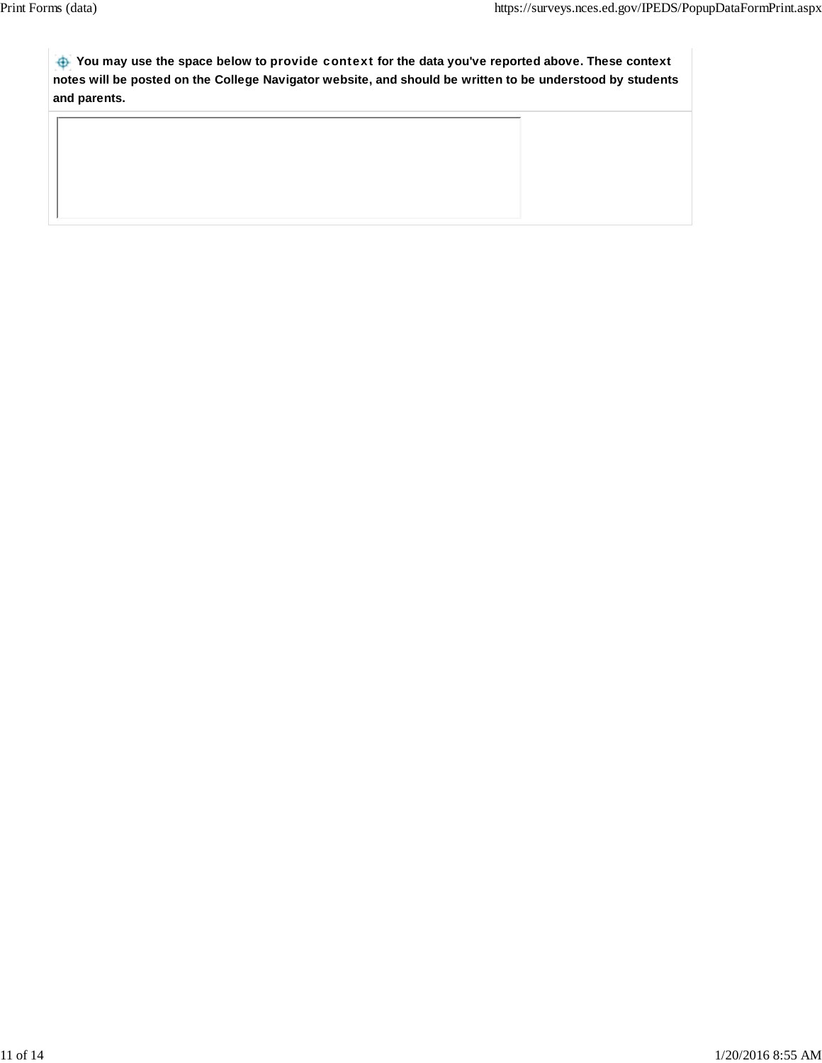**You may use the space below to provide context for the data you've reported above. These context notes will be posted on the College Navigator website, and should be written to be understood by students and parents.**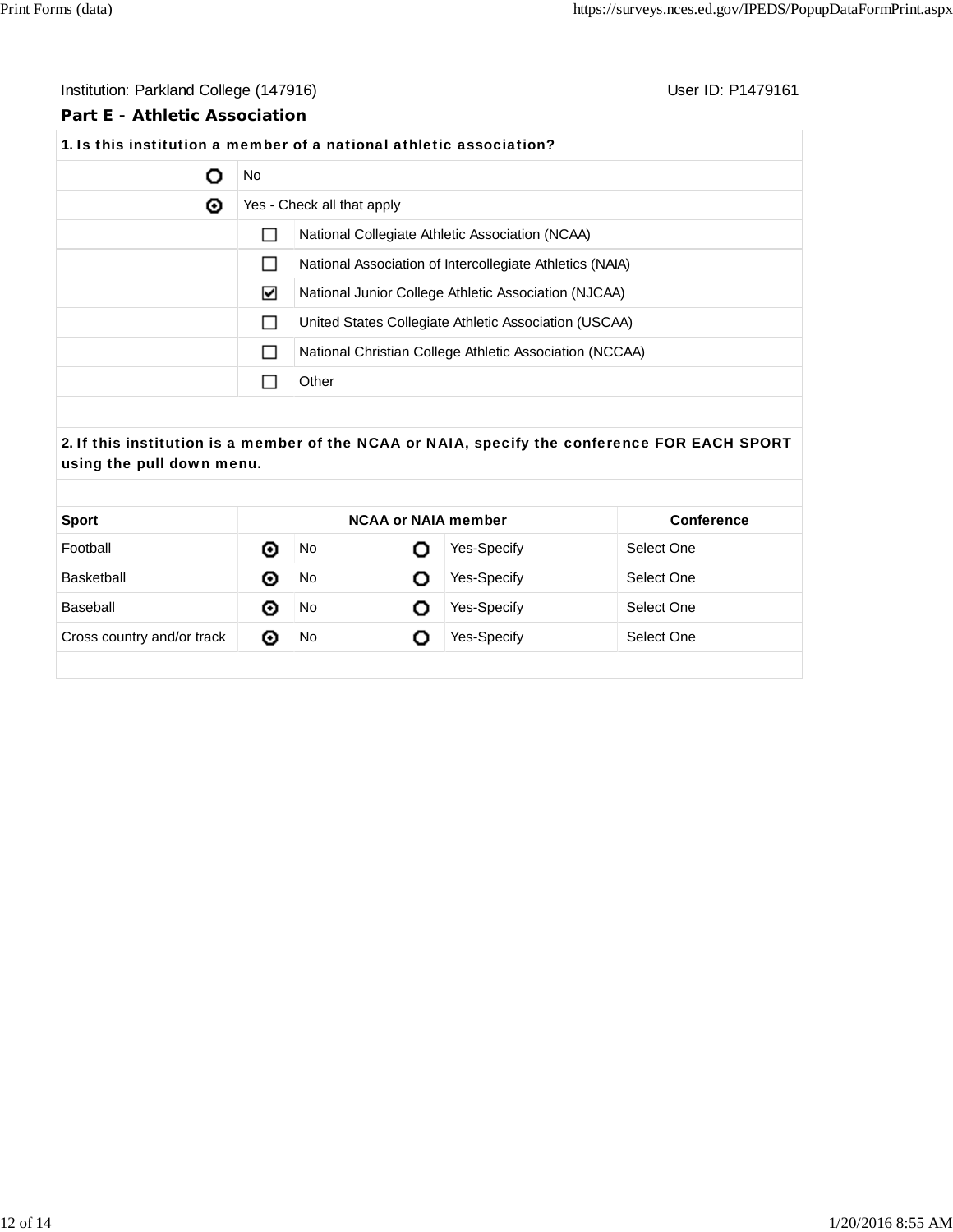Institution: Parkland College (147916)                                                                 User ID: P1479161

## Part E - Athletic Association

**1. Is this institution a member of a national athletic association?**

| | |
|---|---|
| ○ | No |
| ◉ | Yes - Check all that apply |
| ☐ | National Collegiate Athletic Association (NCAA) |
| ☐ | National Association of Intercollegiate Athletics (NAIA) |
| ☑ | National Junior College Athletic Association (NJCAA) |
| ☐ | United States Collegiate Athletic Association (USCAA) |
| ☐ | National Christian College Athletic Association (NCCAA) |
| ☐ | Other |

**2. If this institution is a member of the NCAA or NAIA, specify the conference FOR EACH SPORT using the pull down menu.**

| Sport | NCAA or NAIA member | | | | Conference |
|---|---|---|---|---|---|
| Football | ◉ | No | ○ | Yes-Specify | Select One |
| Basketball | ◉ | No | ○ | Yes-Specify | Select One |
| Baseball | ◉ | No | ○ | Yes-Specify | Select One |
| Cross country and/or track | ◉ | No | ○ | Yes-Specify | Select One |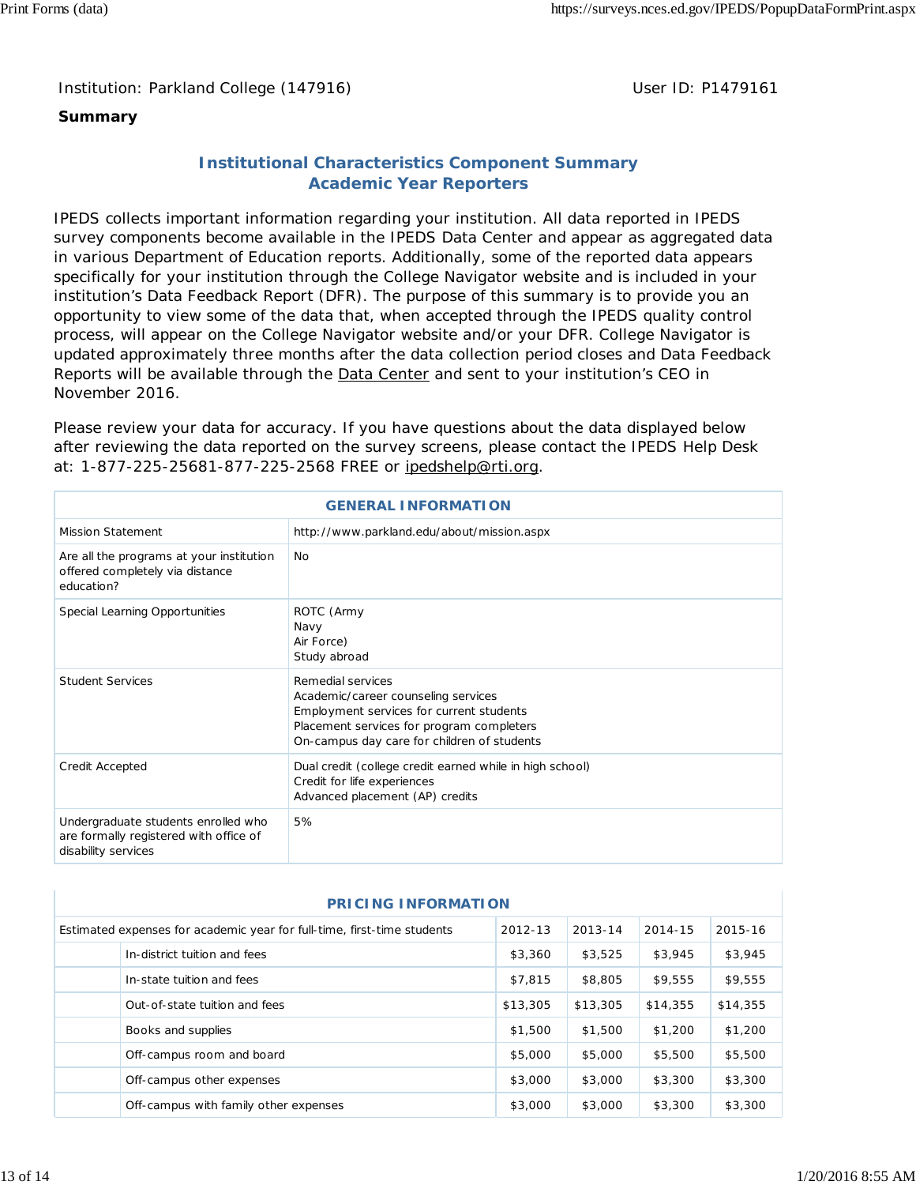Institution: Parkland College (147916) User ID: P1479161

**Summary**

## Institutional Characteristics Component Summary
## Academic Year Reporters

IPEDS collects important information regarding your institution. All data reported in IPEDS survey components become available in the IPEDS Data Center and appear as aggregated data in various Department of Education reports. Additionally, some of the reported data appears specifically for your institution through the College Navigator website and is included in your institution's Data Feedback Report (DFR). The purpose of this summary is to provide you an opportunity to view some of the data that, when accepted through the IPEDS quality control process, will appear on the College Navigator website and/or your DFR. College Navigator is updated approximately three months after the data collection period closes and Data Feedback Reports will be available through the Data Center and sent to your institution's CEO in November 2016.

Please review your data for accuracy. If you have questions about the data displayed below after reviewing the data reported on the survey screens, please contact the IPEDS Help Desk at: 1-877-225-25681-877-225-2568 FREE or ipedshelp@rti.org.

| GENERAL INFORMATION | |
|---|---|
| Mission Statement | http://www.parkland.edu/about/mission.aspx |
| Are all the programs at your institution offered completely via distance education? | No |
| Special Learning Opportunities | ROTC (Army<br>Navy<br>Air Force)<br>Study abroad |
| Student Services | Remedial services<br>Academic/career counseling services<br>Employment services for current students<br>Placement services for program completers<br>On-campus day care for children of students |
| Credit Accepted | Dual credit (college credit earned while in high school)<br>Credit for life experiences<br>Advanced placement (AP) credits |
| Undergraduate students enrolled who are formally registered with office of disability services | 5% |

| PRICING INFORMATION | | | | |
|---|---|---|---|---|
| Estimated expenses for academic year for full-time, first-time students | 2012-13 | 2013-14 | 2014-15 | 2015-16 |
| In-district tuition and fees | $3,360 | $3,525 | $3,945 | $3,945 |
| In-state tuition and fees | $7,815 | $8,805 | $9,555 | $9,555 |
| Out-of-state tuition and fees | $13,305 | $13,305 | $14,355 | $14,355 |
| Books and supplies | $1,500 | $1,500 | $1,200 | $1,200 |
| Off-campus room and board | $5,000 | $5,000 | $5,500 | $5,500 |
| Off-campus other expenses | $3,000 | $3,000 | $3,300 | $3,300 |
| Off-campus with family other expenses | $3,000 | $3,000 | $3,300 | $3,300 |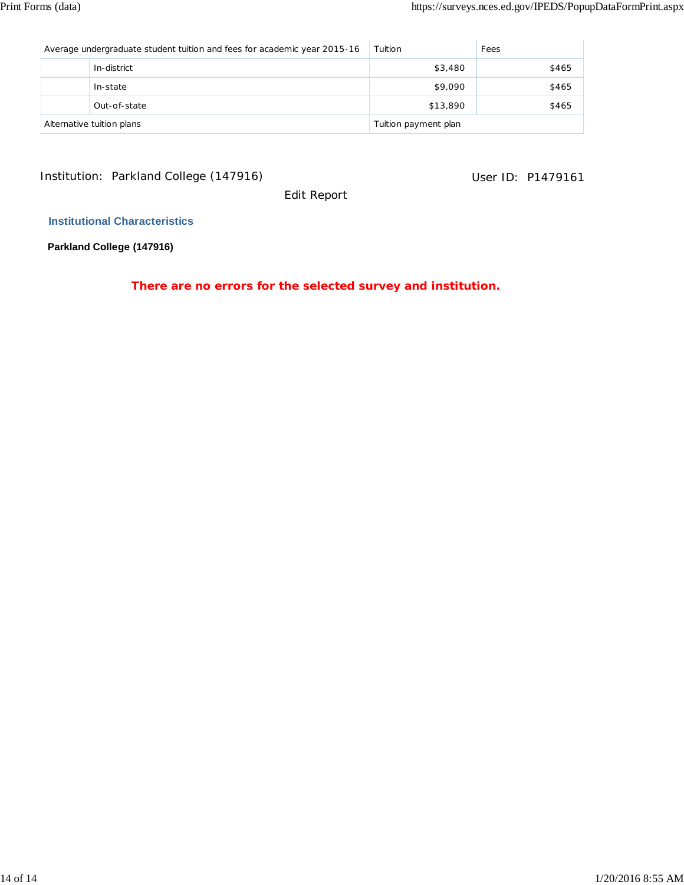| Average undergraduate student tuition and fees for academic year 2015-16 | | Tuition | Fees |
|---|---|---|---|
| | In-district | $3,480 | $465 |
| | In-state | $9,090 | $465 |
| | Out-of-state | $13,890 | $465 |
| Alternative tuition plans | | Tuition payment plan | |

Institution: Parkland College (147916)

User ID: P1479161

Edit Report

### Institutional Characteristics

**Parkland College (147916)**

**There are no errors for the selected survey and institution.**